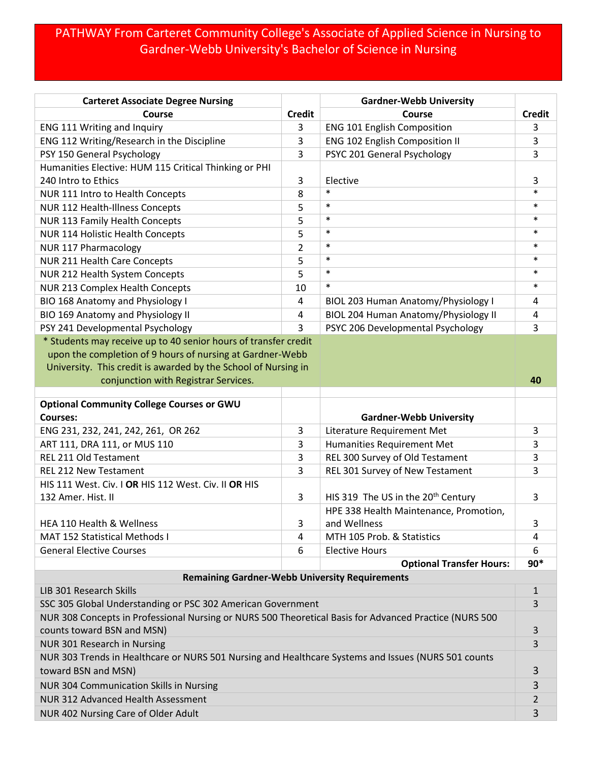# PATHWAY From Carteret Community College's Associate of Applied Science in Nursing to Gardner-Webb University's Bachelor of Science in Nursing

| Carteret Associate Degree Nursing Course | Credit | Gardner-Webb University Course | Credit |
|---|---|---|---|
| ENG 111 Writing and Inquiry | 3 | ENG 101 English Composition | 3 |
| ENG 112 Writing/Research in the Discipline | 3 | ENG 102 English Composition II | 3 |
| PSY 150 General Psychology | 3 | PSYC 201 General Psychology | 3 |
| Humanities Elective: HUM 115 Critical Thinking or PHI 240 Intro to Ethics | 3 | Elective | 3 |
| NUR 111 Intro to Health Concepts | 8 | * | * |
| NUR 112 Health-Illness Concepts | 5 | * | * |
| NUR 113 Family Health Concepts | 5 | * | * |
| NUR 114 Holistic Health Concepts | 5 | * | * |
| NUR 117 Pharmacology | 2 | * | * |
| NUR 211 Health Care Concepts | 5 | * | * |
| NUR 212 Health System Concepts | 5 | * | * |
| NUR 213 Complex Health Concepts | 10 | * | * |
| BIO 168 Anatomy and Physiology I | 4 | BIOL 203 Human Anatomy/Physiology I | 4 |
| BIO 169 Anatomy and Physiology II | 4 | BIOL 204 Human Anatomy/Physiology II | 4 |
| PSY 241 Developmental Psychology | 3 | PSYC 206 Developmental Psychology | 3 |
| * Students may receive up to 40 senior hours of transfer credit upon the completion of 9 hours of nursing at Gardner-Webb University. This credit is awarded by the School of Nursing in conjunction with Registrar Services. | | | 40 |
| | | | |
| **Optional Community College Courses or GWU Courses:** | | **Gardner-Webb University** | |
| ENG 231, 232, 241, 242, 261, OR 262 | 3 | Literature Requirement Met | 3 |
| ART 111, DRA 111, or MUS 110 | 3 | Humanities Requirement Met | 3 |
| REL 211 Old Testament | 3 | REL 300 Survey of Old Testament | 3 |
| REL 212 New Testament | 3 | REL 301 Survey of New Testament | 3 |
| HIS 111 West. Civ. I **OR** HIS 112 West. Civ. II **OR** HIS 132 Amer. Hist. II | 3 | HIS 319 The US in the 20th Century | 3 |
| HEA 110 Health & Wellness | 3 | HPE 338 Health Maintenance, Promotion, and Wellness | 3 |
| MAT 152 Statistical Methods I | 4 | MTH 105 Prob. & Statistics | 4 |
| General Elective Courses | 6 | Elective Hours | 6 |
| | | **Optional Transfer Hours:** | **90*** |

| Remaining Gardner-Webb University Requirements | |
|---|---|
| LIB 301 Research Skills | 1 |
| SSC 305 Global Understanding or PSC 302 American Government | 3 |
| NUR 308 Concepts in Professional Nursing or NURS 500 Theoretical Basis for Advanced Practice (NURS 500 counts toward BSN and MSN) | 3 |
| NUR 301 Research in Nursing | 3 |
| NUR 303 Trends in Healthcare or NURS 501 Nursing and Healthcare Systems and Issues (NURS 501 counts toward BSN and MSN) | 3 |
| NUR 304 Communication Skills in Nursing | 3 |
| NUR 312 Advanced Health Assessment | 2 |
| NUR 402 Nursing Care of Older Adult | 3 |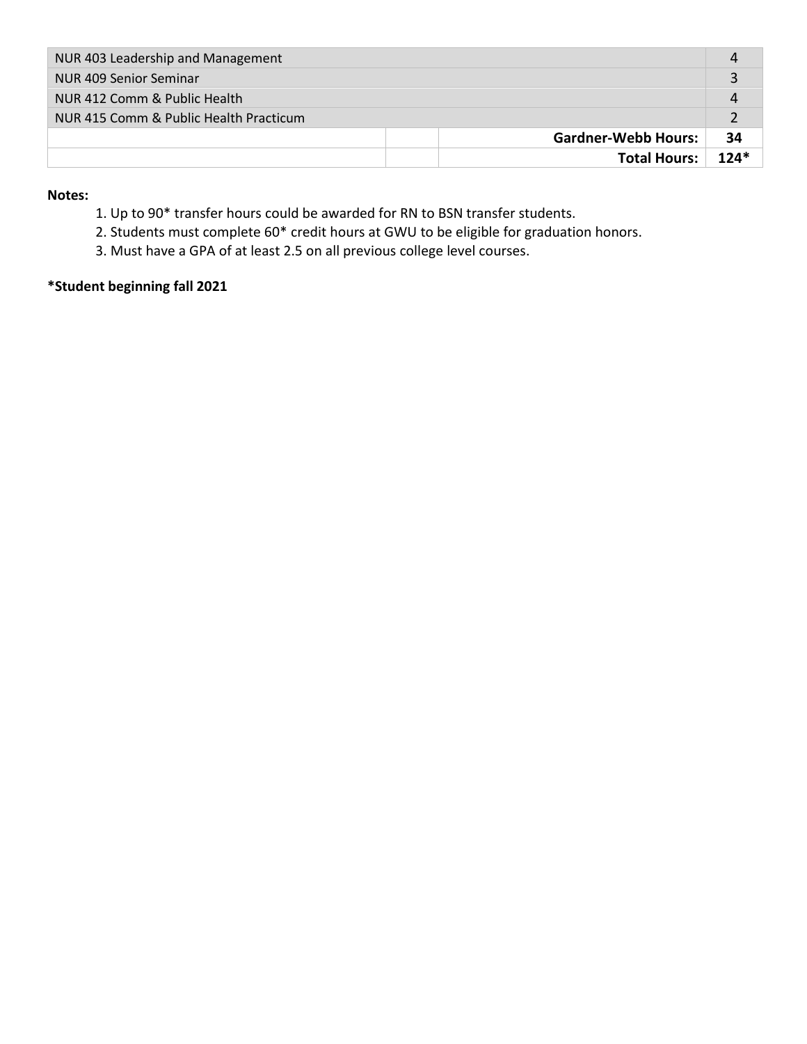| | | | |
|---|---|---|---|
| NUR 403 Leadership and Management | | | 4 |
| NUR 409 Senior Seminar | | | 3 |
| NUR 412 Comm & Public Health | | | 4 |
| NUR 415 Comm & Public Health Practicum | | | 2 |
| | | **Gardner-Webb Hours:** | **34** |
| | | **Total Hours:** | **124*** |

**Notes:**

1. Up to 90* transfer hours could be awarded for RN to BSN transfer students.
2. Students must complete 60* credit hours at GWU to be eligible for graduation honors.
3. Must have a GPA of at least 2.5 on all previous college level courses.

***Student beginning fall 2021**